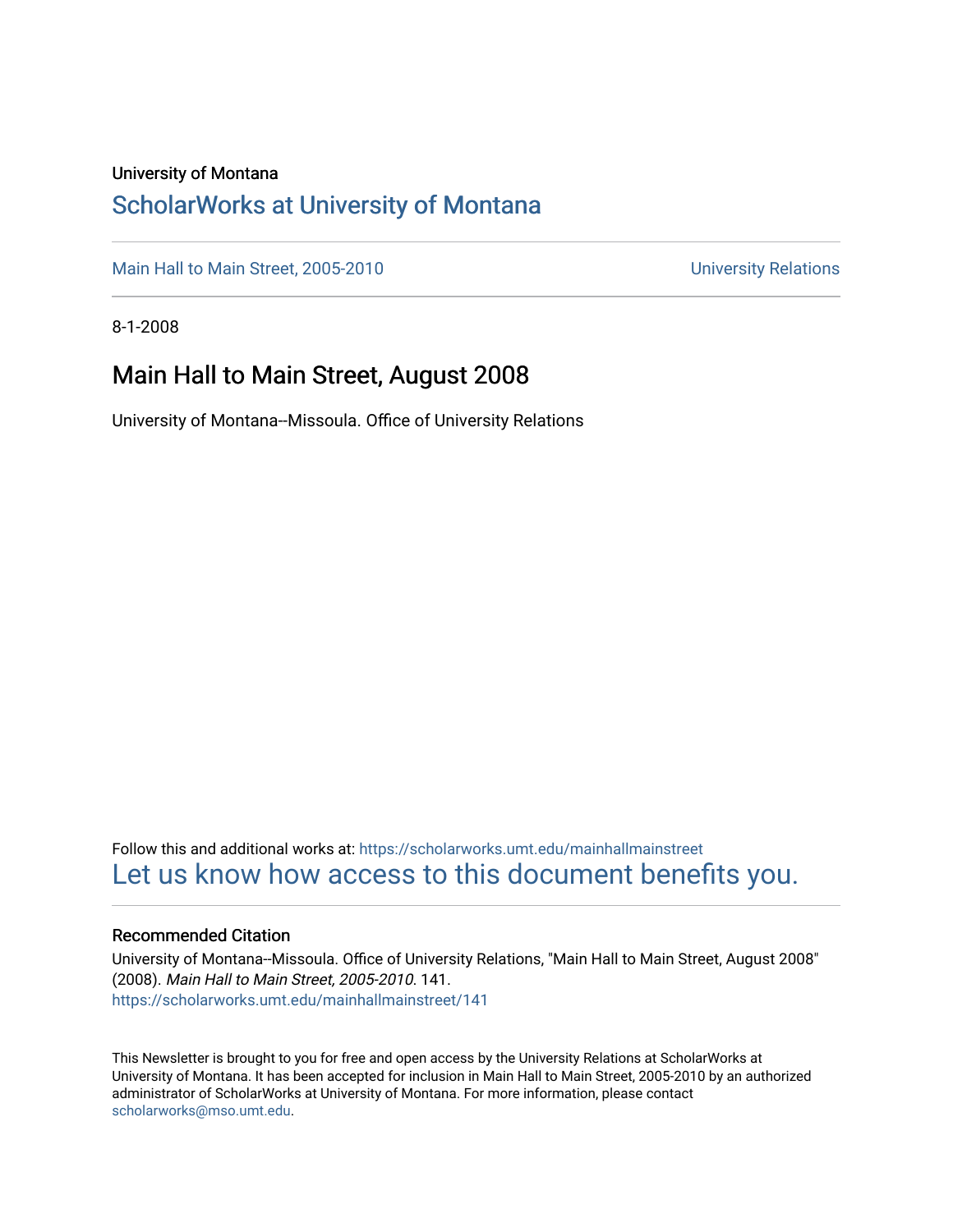University of Montana

# ScholarWorks at University of Montana

Main Hall to Main Street, 2005-2010 University Relations

8-1-2008

## Main Hall to Main Street, August 2008

University of Montana--Missoula. Office of University Relations

Follow this and additional works at: https://scholarworks.umt.edu/mainhallmainstreet

Let us know how access to this document benefits you.

### Recommended Citation

University of Montana--Missoula. Office of University Relations, "Main Hall to Main Street, August 2008" (2008). *Main Hall to Main Street, 2005-2010*. 141.
https://scholarworks.umt.edu/mainhallmainstreet/141

This Newsletter is brought to you for free and open access by the University Relations at ScholarWorks at University of Montana. It has been accepted for inclusion in Main Hall to Main Street, 2005-2010 by an authorized administrator of ScholarWorks at University of Montana. For more information, please contact scholarworks@mso.umt.edu.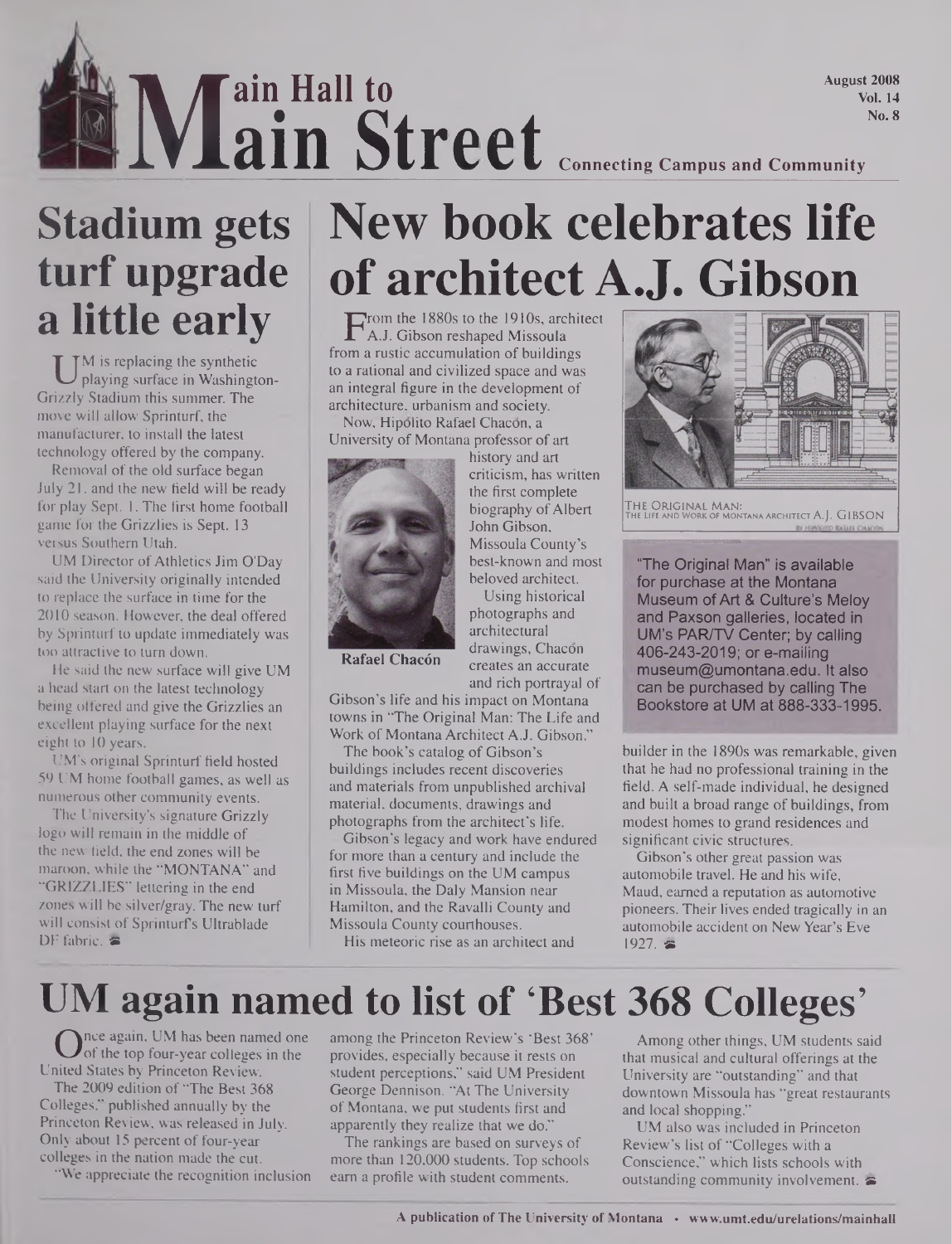# Main Hall to Main Street

August 2008
Vol. 14
No. 8

Connecting Campus and Community

## Stadium gets turf upgrade a little early

UM is replacing the synthetic playing surface in Washington-Grizzly Stadium this summer. The move will allow Sprinturf, the manufacturer, to install the latest technology offered by the company.

Removal of the old surface began July 21, and the new field will be ready for play Sept. 1. The first home football game for the Grizzlies is Sept. 13 versus Southern Utah.

UM Director of Athletics Jim O'Day said the University originally intended to replace the surface in time for the 2010 season. However, the deal offered by Sprinturf to update immediately was too attractive to turn down.

He said the new surface will give UM a head start on the latest technology being offered and give the Grizzlies an excellent playing surface for the next eight to 10 years.

UM's original Sprinturf field hosted 59 UM home football games, as well as numerous other community events.

The University's signature Grizzly logo will remain in the middle of the new field, the end zones will be maroon, while the "MONTANA" and "GRIZZLIES" lettering in the end zones will be silver/gray. The new turf will consist of Sprinturf's Ultrablade DF fabric.

## New book celebrates life of architect A.J. Gibson

From the 1880s to the 1910s, architect A.J. Gibson reshaped Missoula from a rustic accumulation of buildings to a rational and civilized space and was an integral figure in the development of architecture, urbanism and society.

Now, Hipólito Rafael Chacón, a University of Montana professor of art history and art criticism, has written the first complete biography of Albert John Gibson, Missoula County's best-known and most beloved architect.

Rafael Chacón

Using historical photographs and architectural drawings, Chacón creates an accurate and rich portrayal of Gibson's life and his impact on Montana towns in "The Original Man: The Life and Work of Montana Architect A.J. Gibson."

The book's catalog of Gibson's buildings includes recent discoveries and materials from unpublished archival material, documents, drawings and photographs from the architect's life.

Gibson's legacy and work have endured for more than a century and include the first five buildings on the UM campus in Missoula, the Daly Mansion near Hamilton, and the Ravalli County and Missoula County courthouses.

His meteoric rise as an architect and builder in the 1890s was remarkable, given that he had no professional training in the field. A self-made individual, he designed and built a broad range of buildings, from modest homes to grand residences and significant civic structures.

Gibson's other great passion was automobile travel. He and his wife, Maud, earned a reputation as automotive pioneers. Their lives ended tragically in an automobile accident on New Year's Eve 1927.

The Original Man: The Life and Work of Montana Architect A.J. Gibson

"The Original Man" is available for purchase at the Montana Museum of Art & Culture's Meloy and Paxson galleries, located in UM's PAR/TV Center; by calling 406-243-2019; or e-mailing museum@umontana.edu. It also can be purchased by calling The Bookstore at UM at 888-333-1995.

## UM again named to list of 'Best 368 Colleges'

Once again, UM has been named one of the top four-year colleges in the United States by Princeton Review.

The 2009 edition of "The Best 368 Colleges," published annually by the Princeton Review, was released in July. Only about 15 percent of four-year colleges in the nation made the cut.

"We appreciate the recognition inclusion among the Princeton Review's 'Best 368' provides, especially because it rests on student perceptions," said UM President George Dennison. "At The University of Montana, we put students first and apparently they realize that we do."

The rankings are based on surveys of more than 120,000 students. Top schools earn a profile with student comments.

Among other things, UM students said that musical and cultural offerings at the University are "outstanding" and that downtown Missoula has "great restaurants and local shopping."

UM also was included in Princeton Review's list of "Colleges with a Conscience," which lists schools with outstanding community involvement.

A publication of The University of Montana • www.umt.edu/urelations/mainhall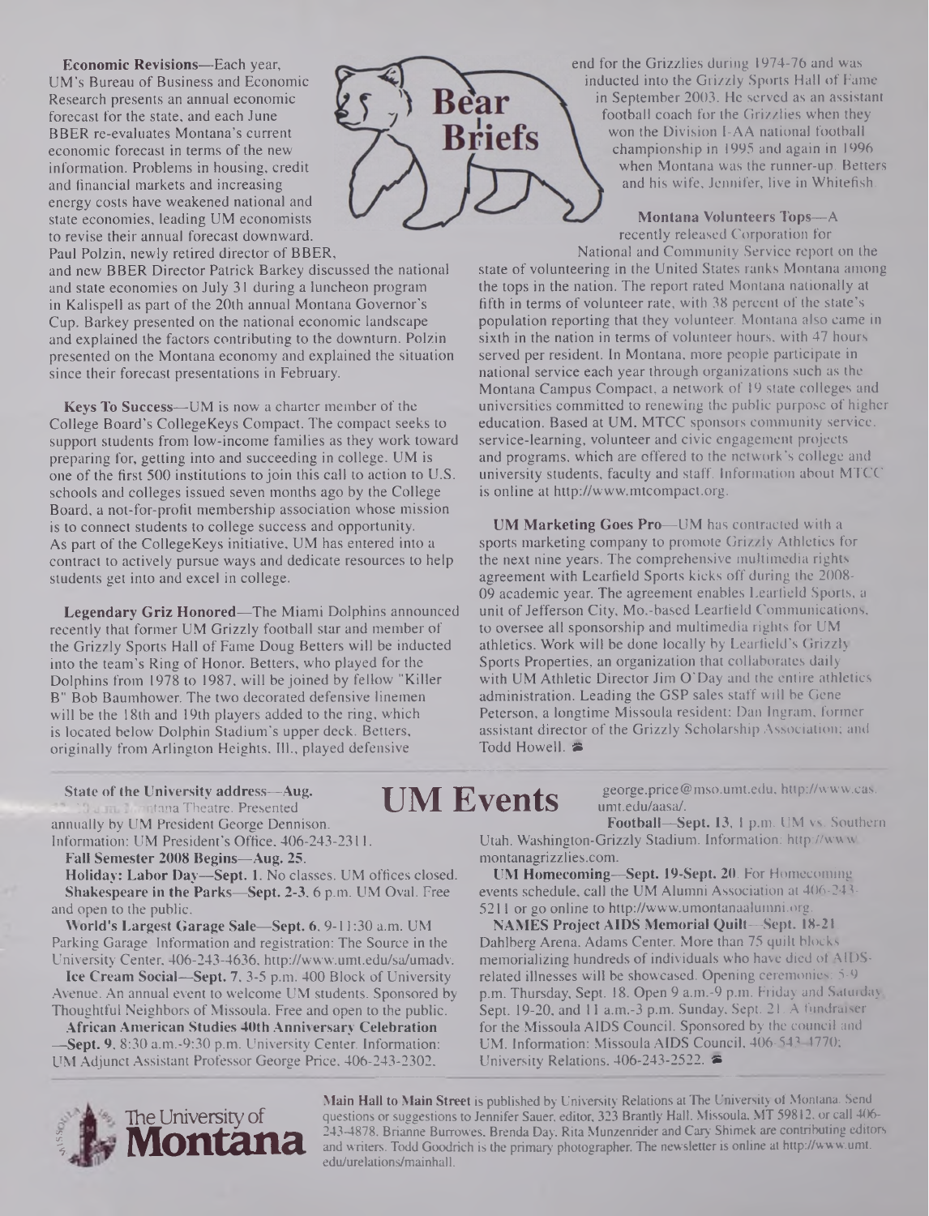# Bear Briefs

**Economic Revisions**—Each year, UM's Bureau of Business and Economic Research presents an annual economic forecast for the state, and each June BBER re-evaluates Montana's current economic forecast in terms of the new information. Problems in housing, credit and financial markets and increasing energy costs have weakened national and state economies, leading UM economists to revise their annual forecast downward. Paul Polzin, newly retired director of BBER, and new BBER Director Patrick Barkey discussed the national and state economies on July 31 during a luncheon program in Kalispell as part of the 20th annual Montana Governor's Cup. Barkey presented on the national economic landscape and explained the factors contributing to the downturn. Polzin presented on the Montana economy and explained the situation since their forecast presentations in February.

**Keys To Success**—UM is now a charter member of the College Board's CollegeKeys Compact. The compact seeks to support students from low-income families as they work toward preparing for, getting into and succeeding in college. UM is one of the first 500 institutions to join this call to action to U.S. schools and colleges issued seven months ago by the College Board, a not-for-profit membership association whose mission is to connect students to college success and opportunity. As part of the CollegeKeys initiative, UM has entered into a contract to actively pursue ways and dedicate resources to help students get into and excel in college.

**Legendary Griz Honored**—The Miami Dolphins announced recently that former UM Grizzly football star and member of the Grizzly Sports Hall of Fame Doug Betters will be inducted into the team's Ring of Honor. Betters, who played for the Dolphins from 1978 to 1987, will be joined by fellow "Killer B" Bob Baumhower. The two decorated defensive linemen will be the 18th and 19th players added to the ring, which is located below Dolphin Stadium's upper deck. Betters, originally from Arlington Heights, Ill., played defensive end for the Grizzlies during 1974-76 and was inducted into the Grizzly Sports Hall of Fame in September 2003. He served as an assistant football coach for the Grizzlies when they won the Division I-AA national football championship in 1995 and again in 1996 when Montana was the runner-up. Betters and his wife, Jennifer, live in Whitefish.

**Montana Volunteers Tops**—A recently released Corporation for National and Community Service report on the state of volunteering in the United States ranks Montana among the tops in the nation. The report rated Montana nationally at fifth in terms of volunteer rate, with 38 percent of the state's population reporting that they volunteer. Montana also came in sixth in the nation in terms of volunteer hours, with 47 hours served per resident. In Montana, more people participate in national service each year through organizations such as the Montana Campus Compact, a network of 19 state colleges and universities committed to renewing the public purpose of higher education. Based at UM, MTCC sponsors community service, service-learning, volunteer and civic engagement projects and programs, which are offered to the network's college and university students, faculty and staff. Information about MTCC is online at http://www.mtcompact.org.

**UM Marketing Goes Pro**—UM has contracted with a sports marketing company to promote Grizzly Athletics for the next nine years. The comprehensive multimedia rights agreement with Learfield Sports kicks off during the 2008-09 academic year. The agreement enables Learfield Sports, a unit of Jefferson City, Mo.-based Learfield Communications, to oversee all sponsorship and multimedia rights for UM athletics. Work will be done locally by Learfield's Grizzly Sports Properties, an organization that collaborates daily with UM Athletic Director Jim O'Day and the entire athletics administration. Leading the GSP sales staff will be Gene Peterson, a longtime Missoula resident; Dan Ingram, former assistant director of the Grizzly Scholarship Association; and Todd Howell.

# UM Events

**State of the University address**—**Aug.** ... a.m. Montana Theatre. Presented annually by UM President George Dennison. Information: UM President's Office, 406-243-2311.

**Fall Semester 2008 Begins—Aug. 25.**

**Holiday: Labor Day—Sept. 1.** No classes. UM offices closed.

**Shakespeare in the Parks**—**Sept. 2-3.** 6 p.m. UM Oval. Free and open to the public.

**World's Largest Garage Sale—Sept. 6.** 9-11:30 a.m. UM Parking Garage. Information and registration: The Source in the University Center, 406-243-4636, http://www.umt.edu/sa/umadv.

**Ice Cream Social—Sept. 7.** 3-5 p.m. 400 Block of University Avenue. An annual event to welcome UM students. Sponsored by Thoughtful Neighbors of Missoula. Free and open to the public.

**African American Studies 40th Anniversary Celebration —Sept. 9.** 8:30 a.m.-9:30 p.m. University Center. Information: UM Adjunct Assistant Professor George Price, 406-243-2302, george.price@mso.umt.edu, http://www.cas.umt.edu/aasa/.

**Football—Sept. 13.** 1 p.m. UM vs. Southern Utah. Washington-Grizzly Stadium. Information: http://www.montanagrizzlies.com.

**UM Homecoming—Sept. 19-Sept. 20.** For Homecoming events schedule, call the UM Alumni Association at 406-243-5211 or go online to http://www.umontanaalumni.org.

**NAMES Project AIDS Memorial Quilt**—**Sept. 18-21.** Dahlberg Arena, Adams Center. More than 75 quilt blocks memorializing hundreds of individuals who have died of AIDS-related illnesses will be showcased. Opening ceremonies: 5-9 p.m. Thursday, Sept. 18. Open 9 a.m.-9 p.m. Friday and Saturday, Sept. 19-20, and 11 a.m.-3 p.m. Sunday, Sept. 21. A fundraiser for the Missoula AIDS Council. Sponsored by the council and UM. Information: Missoula AIDS Council, 406-543-4770; University Relations, 406-243-2522.

The University of Montana

**Main Hall to Main Street** is published by University Relations at The University of Montana. Send questions or suggestions to Jennifer Sauer, editor, 323 Brantly Hall, Missoula, MT 59812, or call 406-243-4878. Brianne Burrowes, Brenda Day, Rita Munzenrider and Cary Shimek are contributing editors and writers. Todd Goodrich is the primary photographer. The newsletter is online at http://www.umt.edu/urelations/mainhall.